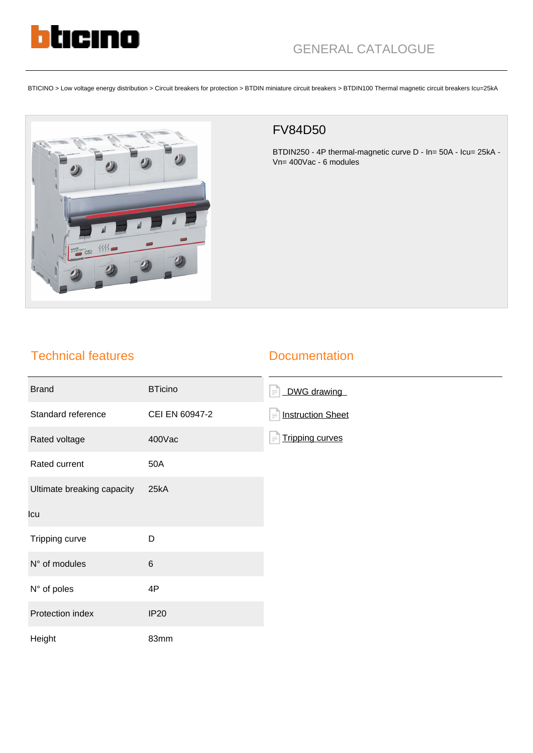GENERAL CATALOGUE

BTICINO > Low voltage energy distribution > Circuit breakers for protection > BTDIN miniature circuit breakers > BTDIN100 Thermal magnetic circuit breakers Icu=25kA

## FV84D50

BTDIN250 - 4P thermal-magnetic curve D - In= 50A - Icu= 25kA - Vn= 400Vac - 6 modules

## Technical features

| | |
|---|---|
| Brand | BTicino |
| Standard reference | CEI EN 60947-2 |
| Rated voltage | 400Vac |
| Rated current | 50A |
| Ultimate breaking capacity Icu | 25kA |
| Tripping curve | D |
| N° of modules | 6 |
| N° of poles | 4P |
| Protection index | IP20 |
| Height | 83mm |

## Documentation

- DWG drawing
- Instruction Sheet
- Tripping curves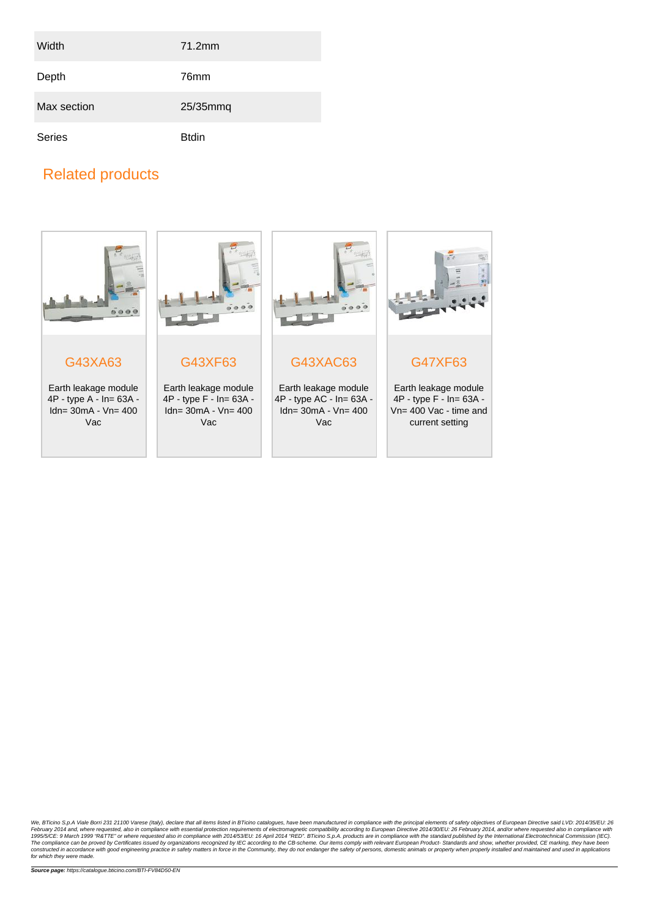| | |
|---|---|
| Width | 71.2mm |
| Depth | 76mm |
| Max section | 25/35mmq |
| Series | Btdin |

## Related products

**G43XA63**

Earth leakage module 4P - type A - In= 63A - Idn= 30mA - Vn= 400 Vac

**G43XF63**

Earth leakage module 4P - type F - In= 63A - Idn= 30mA - Vn= 400 Vac

**G43XAC63**

Earth leakage module 4P - type AC - In= 63A - Idn= 30mA - Vn= 400 Vac

**G47XF63**

Earth leakage module 4P - type F - In= 63A - Vn= 400 Vac - time and current setting

*We, BTicino S.p.A Viale Borri 231 21100 Varese (Italy), declare that all items listed in BTicino catalogues, have been manufactured in compliance with the principal elements of safety objectives of European Directive said LVD: 2014/35/EU: 26 February 2014 and, where requested, also in compliance with essential protection requirements of electromagnetic compatibility according to European Directive 2014/30/EU: 26 February 2014, and/or where requested also in compliance with 1995/5/CE: 9 March 1999 "R&TTE" or where requested also in compliance with 2014/53/EU: 16 April 2014 "RED". BTicino S.p.A. products are in compliance with the standard published by the International Electrotechnical Commission (IEC). The compliance can be proved by Certificates issued by organizations recognized by IEC according to the CB-scheme. Our items comply with relevant European Product- Standards and show, whether provided, CE marking, they have been constructed in accordance with good engineering practice in safety matters in force in the Community, they do not endanger the safety of persons, domestic animals or property when properly installed and maintained and used in applications for which they were made.*

***Source page:** https://catalogue.bticino.com/BTI-FV84D50-EN*